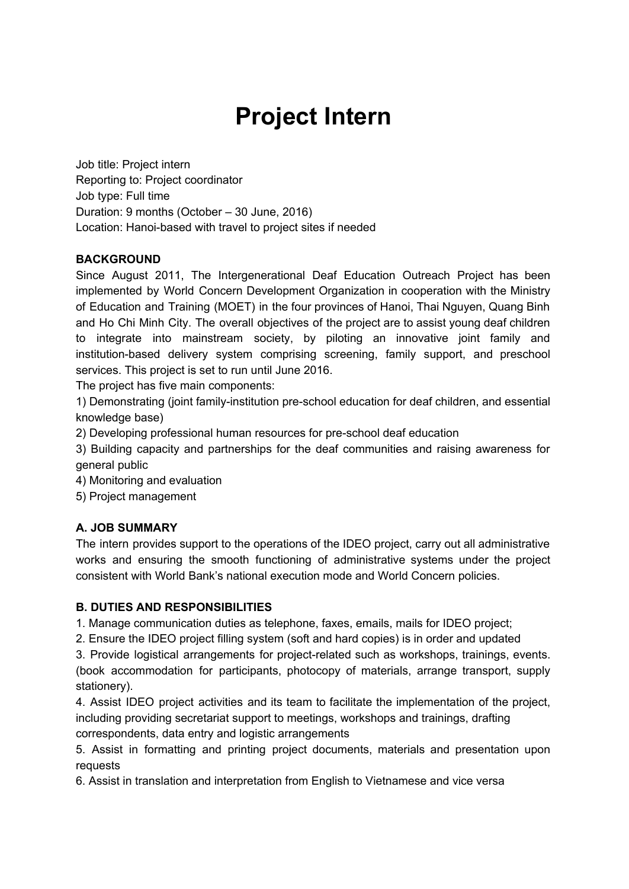# Project Intern

Job title: Project intern
Reporting to: Project coordinator
Job type: Full time
Duration: 9 months (October – 30 June, 2016)
Location: Hanoi-based with travel to project sites if needed

**BACKGROUND**

Since August 2011, The Intergenerational Deaf Education Outreach Project has been implemented by World Concern Development Organization in cooperation with the Ministry of Education and Training (MOET) in the four provinces of Hanoi, Thai Nguyen, Quang Binh and Ho Chi Minh City. The overall objectives of the project are to assist young deaf children to integrate into mainstream society, by piloting an innovative joint family and institution-based delivery system comprising screening, family support, and preschool services. This project is set to run until June 2016.

The project has five main components:

1) Demonstrating (joint family-institution pre-school education for deaf children, and essential knowledge base)
2) Developing professional human resources for pre-school deaf education
3) Building capacity and partnerships for the deaf communities and raising awareness for general public
4) Monitoring and evaluation
5) Project management

**A. JOB SUMMARY**

The intern provides support to the operations of the IDEO project, carry out all administrative works and ensuring the smooth functioning of administrative systems under the project consistent with World Bank's national execution mode and World Concern policies.

**B. DUTIES AND RESPONSIBILITIES**

1. Manage communication duties as telephone, faxes, emails, mails for IDEO project;
2. Ensure the IDEO project filling system (soft and hard copies) is in order and updated
3. Provide logistical arrangements for project-related such as workshops, trainings, events. (book accommodation for participants, photocopy of materials, arrange transport, supply stationery).
4. Assist IDEO project activities and its team to facilitate the implementation of the project, including providing secretariat support to meetings, workshops and trainings, drafting correspondents, data entry and logistic arrangements
5. Assist in formatting and printing project documents, materials and presentation upon requests
6. Assist in translation and interpretation from English to Vietnamese and vice versa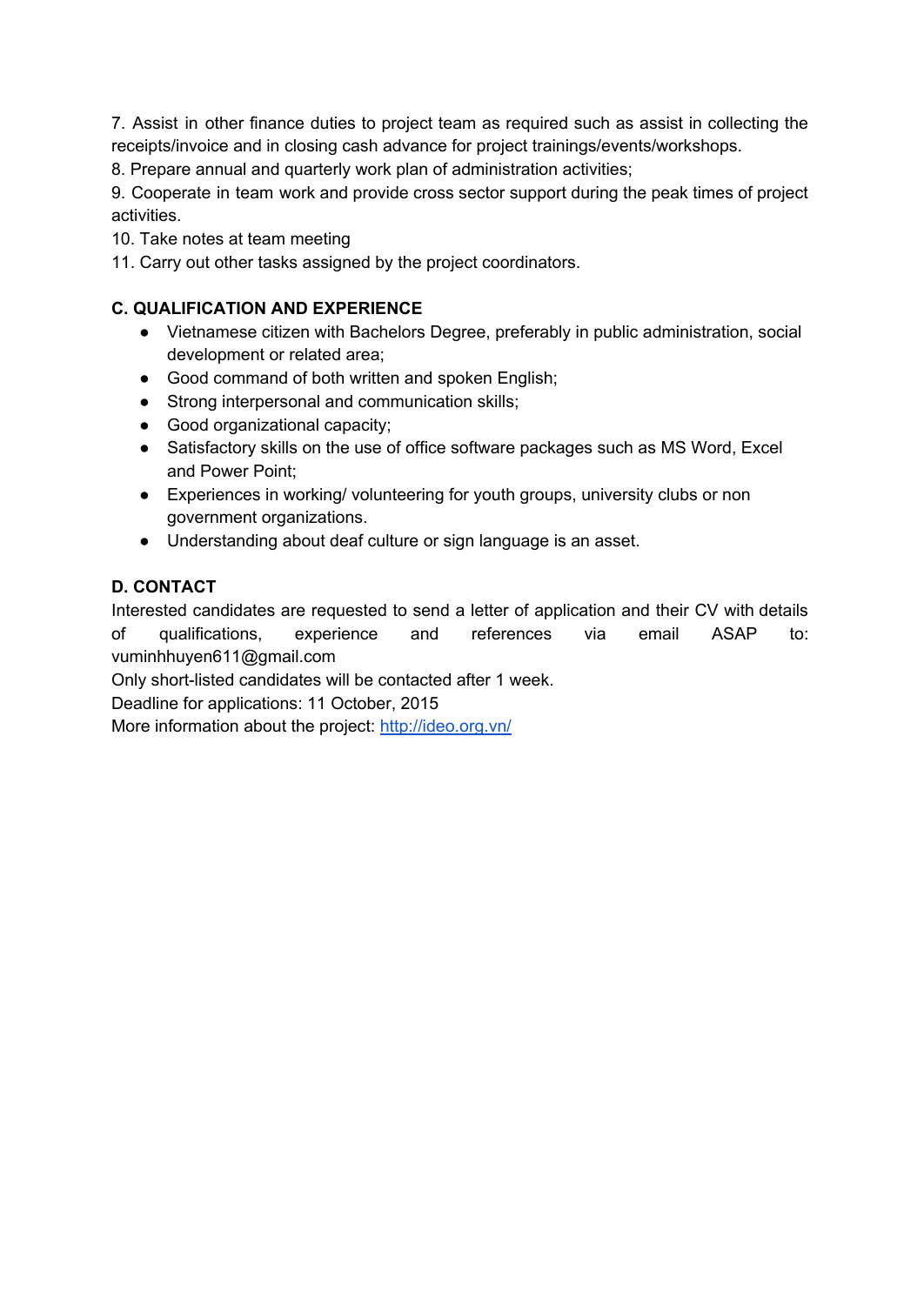7. Assist in other finance duties to project team as required such as assist in collecting the receipts/invoice and in closing cash advance for project trainings/events/workshops.
8. Prepare annual and quarterly work plan of administration activities;
9. Cooperate in team work and provide cross sector support during the peak times of project activities.
10. Take notes at team meeting
11. Carry out other tasks assigned by the project coordinators.

**C. QUALIFICATION AND EXPERIENCE**

- Vietnamese citizen with Bachelors Degree, preferably in public administration, social development or related area;
- Good command of both written and spoken English;
- Strong interpersonal and communication skills;
- Good organizational capacity;
- Satisfactory skills on the use of office software packages such as MS Word, Excel and Power Point;
- Experiences in working/ volunteering for youth groups, university clubs or non government organizations.
- Understanding about deaf culture or sign language is an asset.

**D. CONTACT**

Interested candidates are requested to send a letter of application and their CV with details of qualifications, experience and references via email ASAP to: vuminhhuyen611@gmail.com
Only short-listed candidates will be contacted after 1 week.
Deadline for applications: 11 October, 2015
More information about the project: [http://ideo.org.vn/](http://ideo.org.vn/)